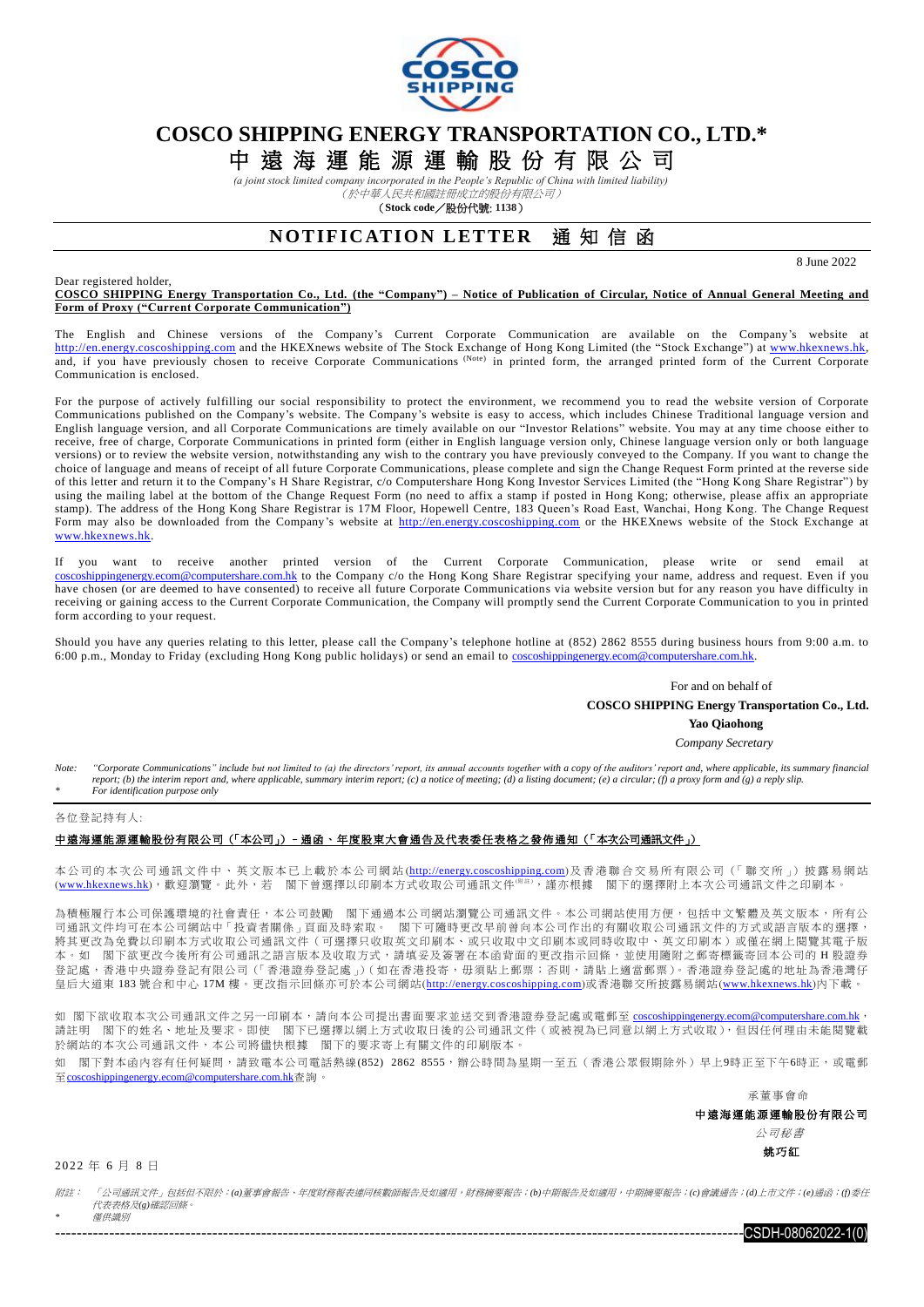# COSCO SHIPPING ENERGY TRANSPORTATION CO., LTD.*

# 中遠海運能源運輸股份有限公司

*(a joint stock limited company incorporated in the People's Republic of China with limited liability)*

*(於中華人民共和國註冊成立的股份有限公司)*

**(Stock code／股份代號: 1138)**

## NOTIFICATION LETTER 通知信函

8 June 2022

Dear registered holder,

**COSCO SHIPPING Energy Transportation Co., Ltd. (the "Company") – Notice of Publication of Circular, Notice of Annual General Meeting and Form of Proxy ("Current Corporate Communication")**

The English and Chinese versions of the Company's Current Corporate Communication are available on the Company's website at http://en.energy.coscoshipping.com and the HKEXnews website of The Stock Exchange of Hong Kong Limited (the "Stock Exchange") at www.hkexnews.hk, and, if you have previously chosen to receive Corporate Communications (Note) in printed form, the arranged printed form of the Current Corporate Communication is enclosed.

For the purpose of actively fulfilling our social responsibility to protect the environment, we recommend you to read the website version of Corporate Communications published on the Company's website. The Company's website is easy to access, which includes Chinese Traditional language version and English language version, and all Corporate Communications are timely available on our "Investor Relations" website. You may at any time choose either to receive, free of charge, Corporate Communications in printed form (either in English language version only, Chinese language version only or both language versions) or to review the website version, notwithstanding any wish to the contrary you have previously conveyed to the Company. If you want to change the choice of language and means of receipt of all future Corporate Communications, please complete and sign the Change Request Form printed at the reverse side of this letter and return it to the Company's H Share Registrar, c/o Computershare Hong Kong Investor Services Limited (the "Hong Kong Share Registrar") by using the mailing label at the bottom of the Change Request Form (no need to affix a stamp if posted in Hong Kong; otherwise, please affix an appropriate stamp). The address of the Hong Kong Share Registrar is 17M Floor, Hopewell Centre, 183 Queen's Road East, Wanchai, Hong Kong. The Change Request Form may also be downloaded from the Company's website at http://en.energy.coscoshipping.com or the HKEXnews website of the Stock Exchange at www.hkexnews.hk.

If you want to receive another printed version of the Current Corporate Communication, please write or send email at coscoshippingenergy.ecom@computershare.com.hk to the Company c/o the Hong Kong Share Registrar specifying your name, address and request. Even if you have chosen (or are deemed to have consented) to receive all future Corporate Communications via website version but for any reason you have difficulty in receiving or gaining access to the Current Corporate Communication, the Company will promptly send the Current Corporate Communication to you in printed form according to your request.

Should you have any queries relating to this letter, please call the Company's telephone hotline at (852) 2862 8555 during business hours from 9:00 a.m. to 6:00 p.m., Monday to Friday (excluding Hong Kong public holidays) or send an email to coscoshippingenergy.ecom@computershare.com.hk.

For and on behalf of
**COSCO SHIPPING Energy Transportation Co., Ltd.**
**Yao Qiaohong**
*Company Secretary*

*Note: "Corporate Communications" include but not limited to (a) the directors' report, its annual accounts together with a copy of the auditors' report and, where applicable, its summary financial report; (b) the interim report and, where applicable, summary interim report; (c) a notice of meeting; (d) a listing document; (e) a circular; (f) a proxy form and (g) a reply slip.*

*\* For identification purpose only*

各位登記持有人:

**中遠海運能源運輸股份有限公司（「本公司」）－通函、年度股東大會通告及代表委任表格之發佈通知（「本次公司通訊文件」）**

本公司的本次公司通訊文件中、英文版本已上載於本公司網站(http://energy.coscoshipping.com)及香港聯合交易所有限公司（「聯交所」）披露易網站(www.hkexnews.hk)，歡迎瀏覽。此外，若 閣下曾選擇以印刷本方式收取公司通訊文件(附註)，謹亦根據 閣下的選擇附上本次公司通訊文件之印刷本。

為積極履行本公司保護環境的社會責任，本公司鼓勵 閣下通過本公司網站瀏覽公司通訊文件。本公司網站使用方便，包括中文繁體及英文版本，所有公司通訊文件均可在本公司網站中「投資者關係」頁面及時索取。 閣下可隨時更改早前曾向本公司作出的有關收取公司通訊文件的方式或語言版本的選擇，將其更改為免費以印刷本方式收取公司通訊文件（可選擇只收取英文印刷本、或只收取中文印刷本或同時收取中、英文印刷本）或僅在網上閱覽其電子版本。如 閣下欲更改今後所有公司通訊之語言版本及收取方式，請填妥及簽署在本函背面的更改指示回條，並使用隨附之郵寄標籤寄回本公司的 H 股證券登記處，香港中央證券登記有限公司（「香港證券登記處」）(如在香港投寄，毋須貼上郵票；否則，請貼上適當郵票)。香港證券登記處的地址為香港灣仔皇后大道東 183 號合和中心 17M 樓。更改指示回條亦可於本公司網站(http://energy.coscoshipping.com)或香港聯交所披露易網站(www.hkexnews.hk)內下載。

如 閣下欲收取本次公司通訊文件之另一印刷本，請向本公司提出書面要求並送交到香港證券登記處或電郵至 coscoshippingenergy.ecom@computershare.com.hk，請註明 閣下的姓名、地址及要求。即使 閣下已選擇以網上方式收取日後的公司通訊文件（或被視為已同意以網上方式收取），但因任何理由未能閱覽載於網站的本次公司通訊文件，本公司將儘快根據 閣下的要求寄上有關文件的印刷版本。

如 閣下對本函內容有任何疑問，請致電本公司電話熱線(852) 2862 8555，辦公時間為星期一至五（香港公眾假期除外）早上9時正至下午6時正，或電郵至coscoshippingenergy.ecom@computershare.com.hk查詢。

承董事會命
**中遠海運能源運輸股份有限公司**
*公司秘書*
**姚巧紅**

2022 年 6 月 8 日

*附註：「公司通訊文件」包括但不限於：(a)董事會報告、年度財務報表連同核數師報告及如適用，財務摘要報告；(b)中期報告及如適用，中期摘要報告；(c)會議通告；(d)上市文件；(e)通函；(f)委任代表表格及(g)確認回條。*

*\* 僅供識別*

CSDH-08062022-1(0)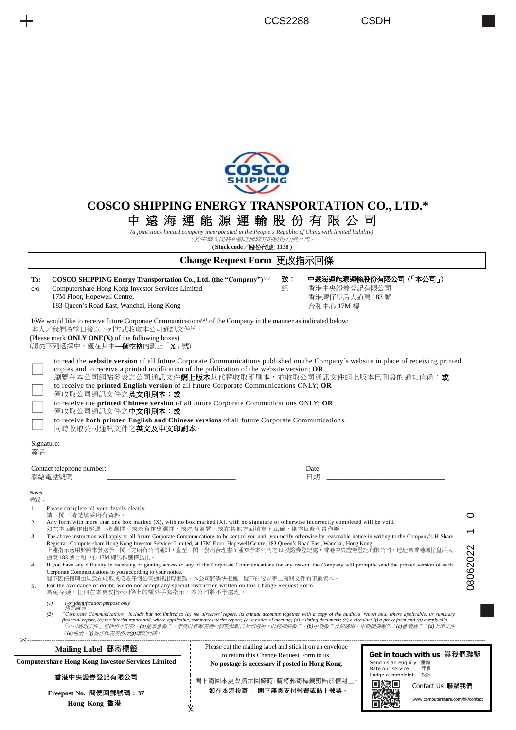CCS2288 CSDH

# COSCO SHIPPING ENERGY TRANSPORTATION CO., LTD.*

# 中遠海運能源運輸股份有限公司

*(a joint stock limited company incorporated in the People's Republic of China with limited liability)*

*（於中華人民共和國註冊成立的股份有限公司）*

**（Stock code／股份代號: 1138）**

## Change Request Form 更改指示回條

**To:** **COSCO SHIPPING Energy Transportation Co., Ltd. (the "Company")** [1]
c/o Computershare Hong Kong Investor Services Limited
17M Floor, Hopewell Centre,
183 Queen's Road East, Wanchai, Hong Kong

**致：** **中遠海運能源運輸股份有限公司（「本公司」）**
經 香港中央證券登記有限公司
香港灣仔皇后大道東 183 號
合和中心 17M 樓

I/We would like to receive future Corporate Communications[2] of the Company in the manner as indicated below:
本人／我們希望日後以下列方式收取本公司通訊文件[2]：
(Please mark **ONLY ONE(X)** of the following boxes)
(請從下列選擇中，僅在其中**一個空格**內劃上「**X**」號)

☐ to read the **website version** of all future Corporate Communications published on the Company's website in place of receiving printed copies and to receive a printed notification of the publication of the website version; **OR**
瀏覽在本公司網站發表之公司通訊文件**網上版本**以代替收取印刷本，並收取公司通訊文件網上版本已刊發的通知信函；**或**

☐ to receive the **printed English version** of all future Corporate Communications ONLY; **OR**
僅收取公司通訊文件之**英文印刷本；或**

☐ to receive the **printed Chinese version** of all future Corporate Communications ONLY; **OR**
僅收取公司通訊文件之**中文印刷本；或**

☐ to receive **both printed English and Chinese versions** of all future Corporate Communications.
同時收取公司通訊文件之**英文及中文印刷本**。

Signature:
簽名 ______________________________

Contact telephone number:
聯絡電話號碼 ______________________________

Date:
日期 ______________________________

*Notes*
*附註：*

1. Please complete all your details clearly.
請 閣下清楚填妥所有資料。
2. Any form with more than one box marked (X), with no box marked (X), with no signature or otherwise incorrectly completed will be void.
如在本回條作出超過一項選擇、或未有作出選擇、或未有簽署、或在其他方面填寫不正確，則本回條將會作廢。
3. The above instruction will apply to all future Corporate Communications to be sent to you until you notify otherwise by reasonable notice in writing to the Company's H Share Registrar, Computershare Hong Kong Investor Services Limited, at 17M Floor, Hopewell Centre, 183 Queen's Road East, Wanchai, Hong Kong.
上述指示適用於將來發送予 閣下之所有公司通訊，直至 閣下發出合理書面通知予本公司之 H 股證券登記處，香港中央證券登記有限公司，地址為香港灣仔皇后大道東 183 號合和中心 17M 樓另作選擇為止。
4. If you have any difficulty in receiving or gaining access to any of the Corporate Communications for any reason, the Company will promptly send the printed version of such Corporate Communications to you according to your notice.
閣下因任何理由以致在收取或接收任何公司通訊出現困難，本公司將儘快根據 閣下的要求寄上有關文件的印刷版本。
5. For the avoidance of doubt, we do not accept any special instruction written on this Change Request Form.
為免存疑，任何在本更改指示回條上的額外手寫指示，本公司將不予處理。

(1) *For identification purpose only*
*僅供識別*

(2) *"Corporate Communications" include but not limited to (a) the directors' report, its annual accounts together with a copy of the auditors' report and, where applicable, its summary financial report, (b) the interim report and, where applicable, summary interim report; (c) a notice of meeting; (d) a listing document; (e) a circular; (f) a proxy form and (g) a reply slip.*
*「公司通訊文件」包括但不限於：(a)董事會報告、年度財務報表連同核數師報告及如適用，財務摘要報告；(b)中期報告及如適用，中期摘要報告；(c)會議通告；(d)上市文件；(e)通函；(f)委任代表表格及(g)確認回條。*

08062022 1 0

---

**Mailing Label 郵寄標籤**

**Computershare Hong Kong Investor Services Limited**

**香港中央證券登記有限公司**

**Freepost No. 簡便回郵號碼：37**

**Hong Kong 香港**

Please cut the mailing label and stick it on an envelope to return this Change Request Form to us.
**No postage is necessary if posted in Hong Kong.**

閣下寄回本更改指示回條時，請將郵寄標籤剪貼於信封上。
**如在本港投寄， 閣下無需支付郵費或貼上郵票。**

**Get in touch with us 與我們聯繫**
Send us an enquiry 垂詢
Rate our service 評價
Lodge a complaint 投訴
Contact Us 聯繫我們
www.computershare.com/hk/contact